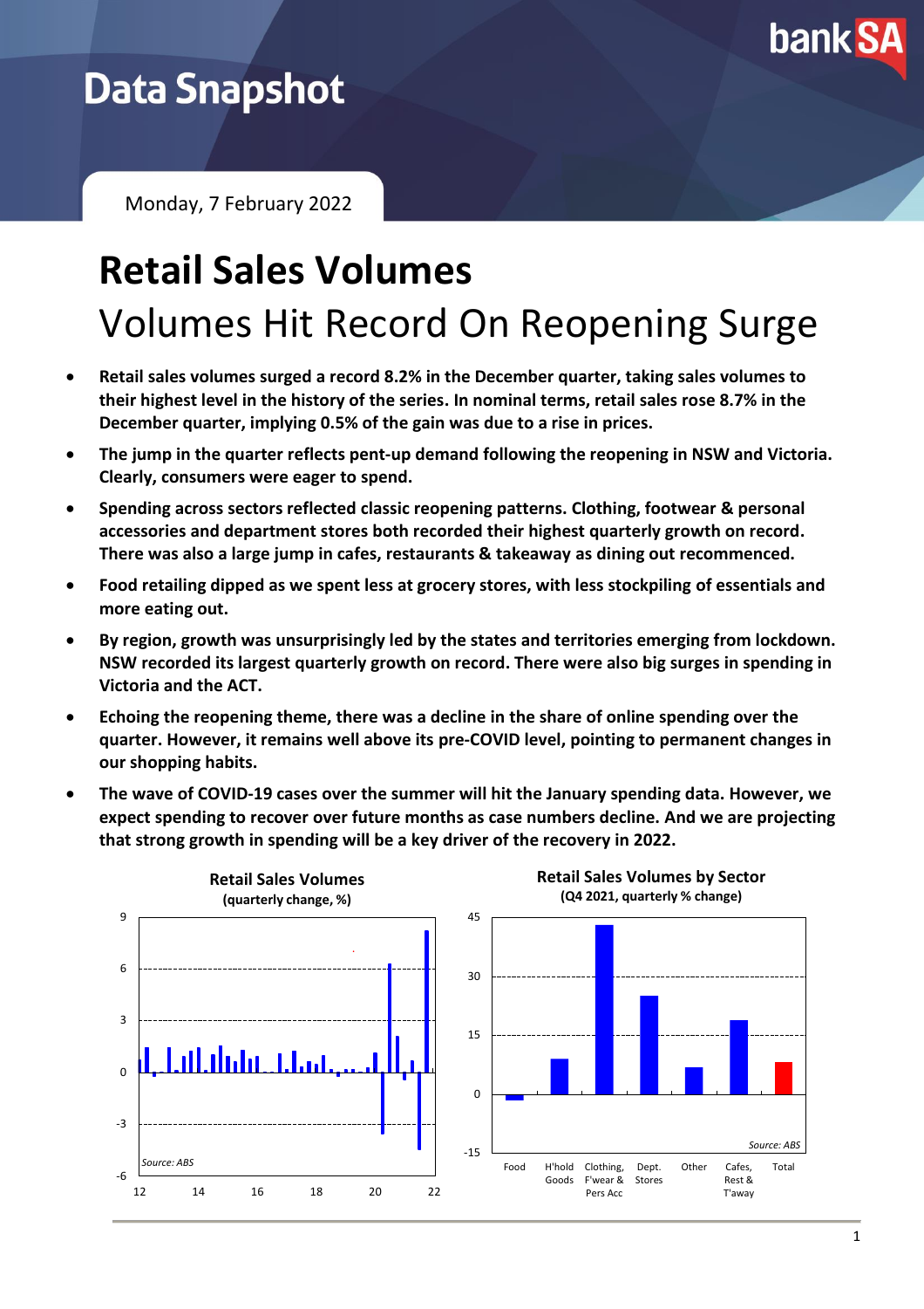Data Snapshot

Monday, 7 February 2022

# Retail Sales Volumes

## Volumes Hit Record On Reopening Surge

- **Retail sales volumes surged a record 8.2% in the December quarter, taking sales volumes to their highest level in the history of the series. In nominal terms, retail sales rose 8.7% in the December quarter, implying 0.5% of the gain was due to a rise in prices.**
- **The jump in the quarter reflects pent-up demand following the reopening in NSW and Victoria. Clearly, consumers were eager to spend.**
- **Spending across sectors reflected classic reopening patterns. Clothing, footwear & personal accessories and department stores both recorded their highest quarterly growth on record. There was also a large jump in cafes, restaurants & takeaway as dining out recommenced.**
- **Food retailing dipped as we spent less at grocery stores, with less stockpiling of essentials and more eating out.**
- **By region, growth was unsurprisingly led by the states and territories emerging from lockdown. NSW recorded its largest quarterly growth on record. There were also big surges in spending in Victoria and the ACT.**
- **Echoing the reopening theme, there was a decline in the share of online spending over the quarter. However, it remains well above its pre-COVID level, pointing to permanent changes in our shopping habits.**
- **The wave of COVID-19 cases over the summer will hit the January spending data. However, we expect spending to recover over future months as case numbers decline. And we are projecting that strong growth in spending will be a key driver of the recovery in 2022.**

**Retail Sales Volumes**
**(quarterly change, %)**

*Source: ABS*

**Retail Sales Volumes by Sector**
**(Q4 2021, quarterly % change)**

*Source: ABS*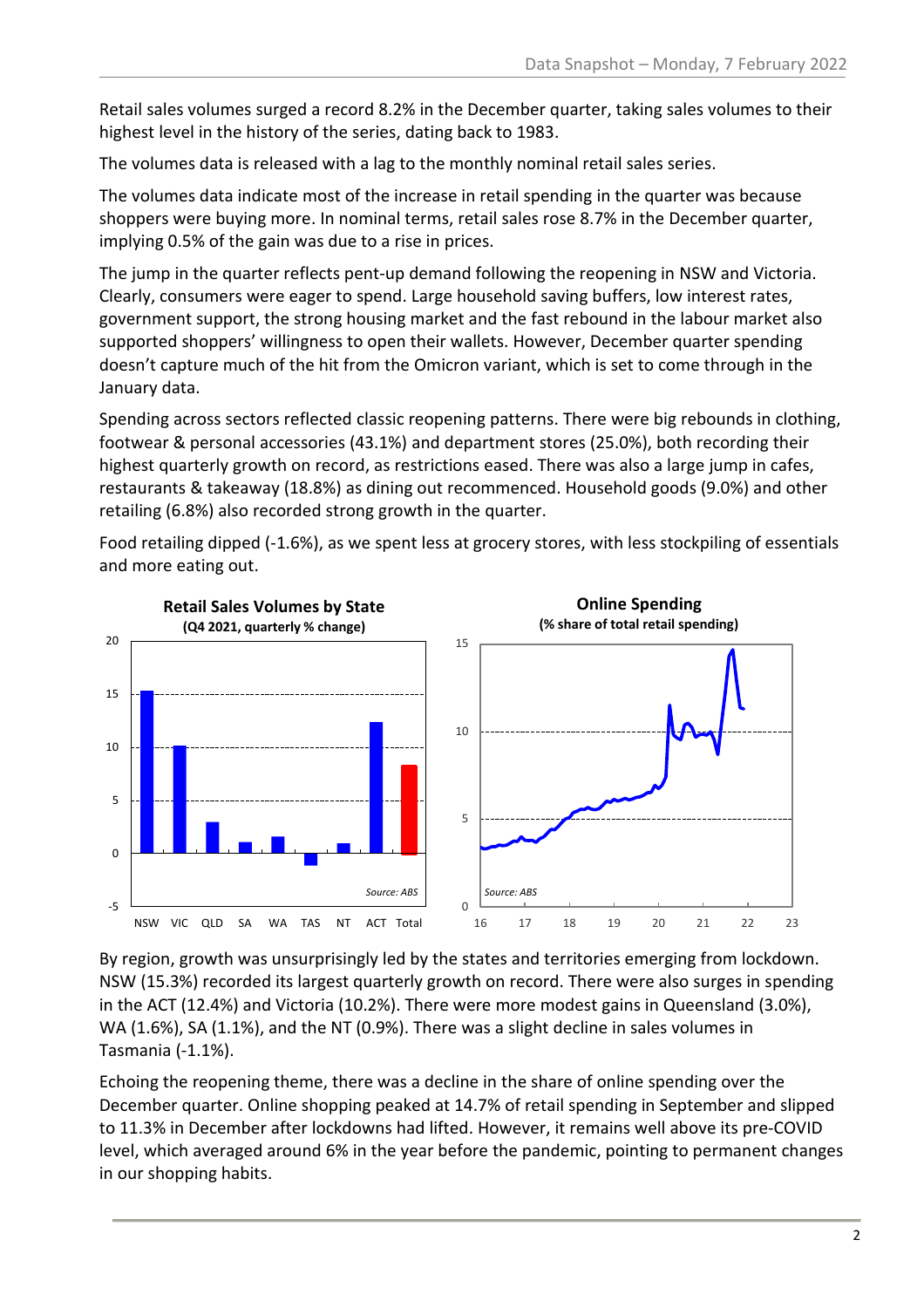Retail sales volumes surged a record 8.2% in the December quarter, taking sales volumes to their highest level in the history of the series, dating back to 1983.

The volumes data is released with a lag to the monthly nominal retail sales series.

The volumes data indicate most of the increase in retail spending in the quarter was because shoppers were buying more. In nominal terms, retail sales rose 8.7% in the December quarter, implying 0.5% of the gain was due to a rise in prices.

The jump in the quarter reflects pent-up demand following the reopening in NSW and Victoria. Clearly, consumers were eager to spend. Large household saving buffers, low interest rates, government support, the strong housing market and the fast rebound in the labour market also supported shoppers' willingness to open their wallets. However, December quarter spending doesn't capture much of the hit from the Omicron variant, which is set to come through in the January data.

Spending across sectors reflected classic reopening patterns. There were big rebounds in clothing, footwear & personal accessories (43.1%) and department stores (25.0%), both recording their highest quarterly growth on record, as restrictions eased. There was also a large jump in cafes, restaurants & takeaway (18.8%) as dining out recommenced. Household goods (9.0%) and other retailing (6.8%) also recorded strong growth in the quarter.

Food retailing dipped (-1.6%), as we spent less at grocery stores, with less stockpiling of essentials and more eating out.

**Retail Sales Volumes by State**
**(Q4 2021, quarterly % change)**

Source: ABS

**Online Spending**
**(% share of total retail spending)**

Source: ABS

By region, growth was unsurprisingly led by the states and territories emerging from lockdown. NSW (15.3%) recorded its largest quarterly growth on record. There were also surges in spending in the ACT (12.4%) and Victoria (10.2%). There were more modest gains in Queensland (3.0%), WA (1.6%), SA (1.1%), and the NT (0.9%). There was a slight decline in sales volumes in Tasmania (-1.1%).

Echoing the reopening theme, there was a decline in the share of online spending over the December quarter. Online shopping peaked at 14.7% of retail spending in September and slipped to 11.3% in December after lockdowns had lifted. However, it remains well above its pre-COVID level, which averaged around 6% in the year before the pandemic, pointing to permanent changes in our shopping habits.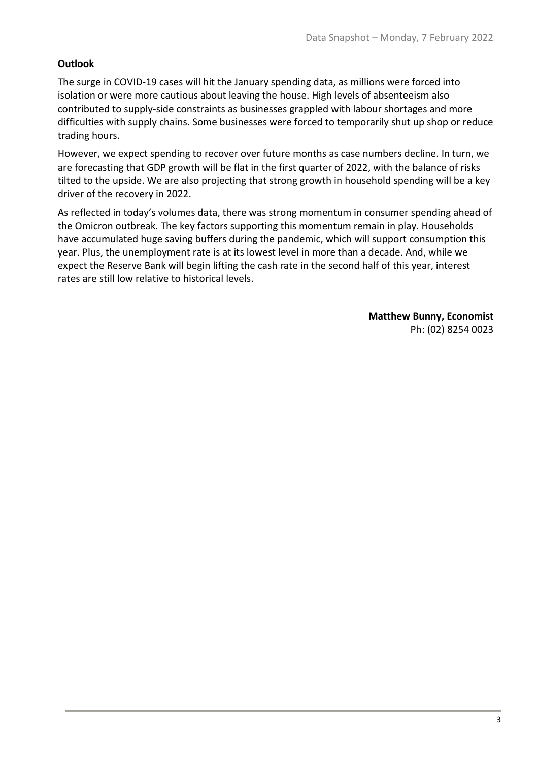## Outlook

The surge in COVID-19 cases will hit the January spending data, as millions were forced into isolation or were more cautious about leaving the house. High levels of absenteeism also contributed to supply-side constraints as businesses grappled with labour shortages and more difficulties with supply chains. Some businesses were forced to temporarily shut up shop or reduce trading hours.

However, we expect spending to recover over future months as case numbers decline. In turn, we are forecasting that GDP growth will be flat in the first quarter of 2022, with the balance of risks tilted to the upside. We are also projecting that strong growth in household spending will be a key driver of the recovery in 2022.

As reflected in today's volumes data, there was strong momentum in consumer spending ahead of the Omicron outbreak. The key factors supporting this momentum remain in play. Households have accumulated huge saving buffers during the pandemic, which will support consumption this year. Plus, the unemployment rate is at its lowest level in more than a decade. And, while we expect the Reserve Bank will begin lifting the cash rate in the second half of this year, interest rates are still low relative to historical levels.

**Matthew Bunny, Economist**
Ph: (02) 8254 0023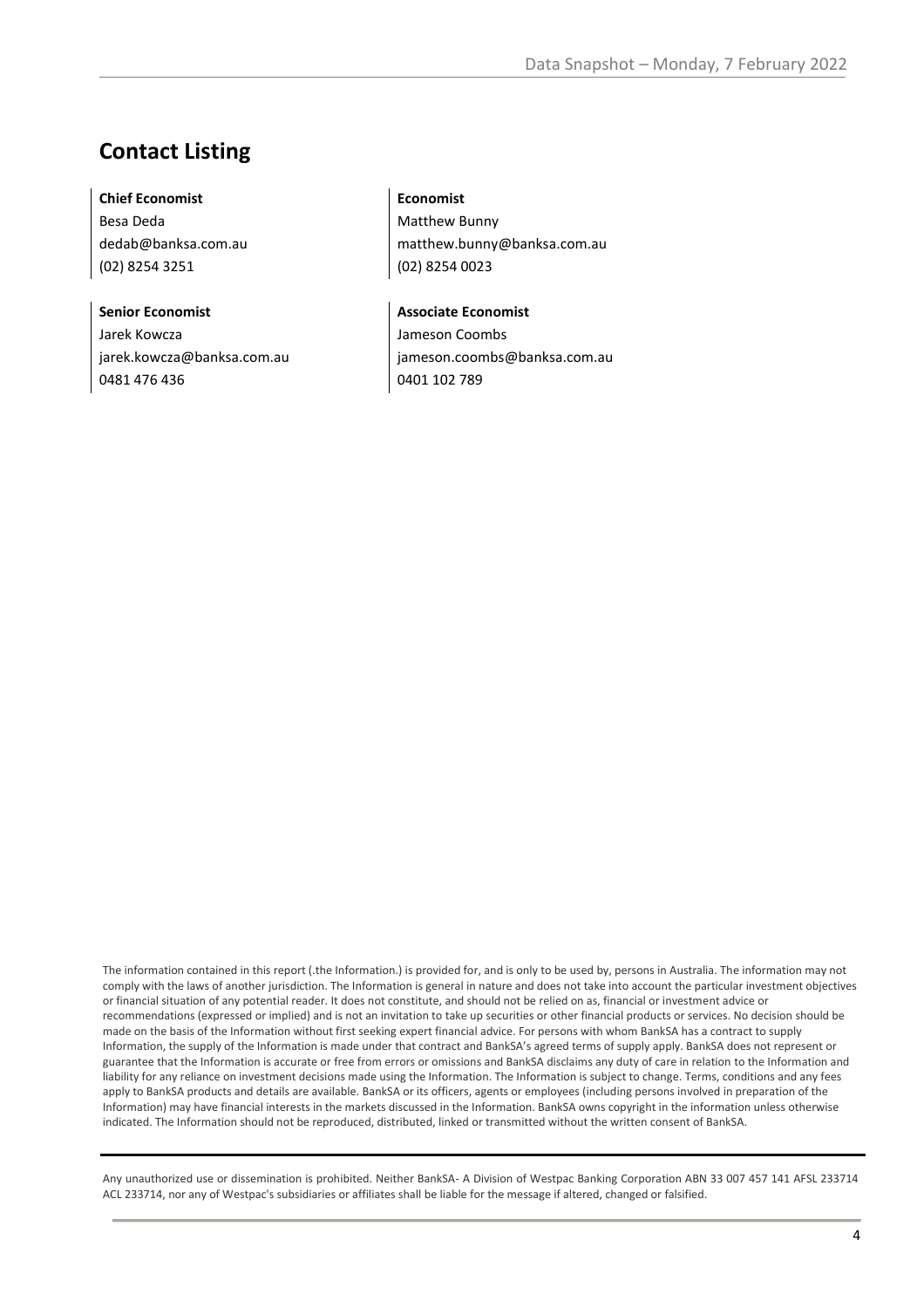## Contact Listing

**Chief Economist**
Besa Deda
dedab@banksa.com.au
(02) 8254 3251

**Senior Economist**
Jarek Kowcza
jarek.kowcza@banksa.com.au
0481 476 436

**Economist**
Matthew Bunny
matthew.bunny@banksa.com.au
(02) 8254 0023

**Associate Economist**
Jameson Coombs
jameson.coombs@banksa.com.au
0401 102 789

The information contained in this report (.the Information.) is provided for, and is only to be used by, persons in Australia. The information may not comply with the laws of another jurisdiction. The Information is general in nature and does not take into account the particular investment objectives or financial situation of any potential reader. It does not constitute, and should not be relied on as, financial or investment advice or recommendations (expressed or implied) and is not an invitation to take up securities or other financial products or services. No decision should be made on the basis of the Information without first seeking expert financial advice. For persons with whom BankSA has a contract to supply Information, the supply of the Information is made under that contract and BankSA's agreed terms of supply apply. BankSA does not represent or guarantee that the Information is accurate or free from errors or omissions and BankSA disclaims any duty of care in relation to the Information and liability for any reliance on investment decisions made using the Information. The Information is subject to change. Terms, conditions and any fees apply to BankSA products and details are available. BankSA or its officers, agents or employees (including persons involved in preparation of the Information) may have financial interests in the markets discussed in the Information. BankSA owns copyright in the information unless otherwise indicated. The Information should not be reproduced, distributed, linked or transmitted without the written consent of BankSA.

Any unauthorized use or dissemination is prohibited. Neither BankSA- A Division of Westpac Banking Corporation ABN 33 007 457 141 AFSL 233714 ACL 233714, nor any of Westpac's subsidiaries or affiliates shall be liable for the message if altered, changed or falsified.